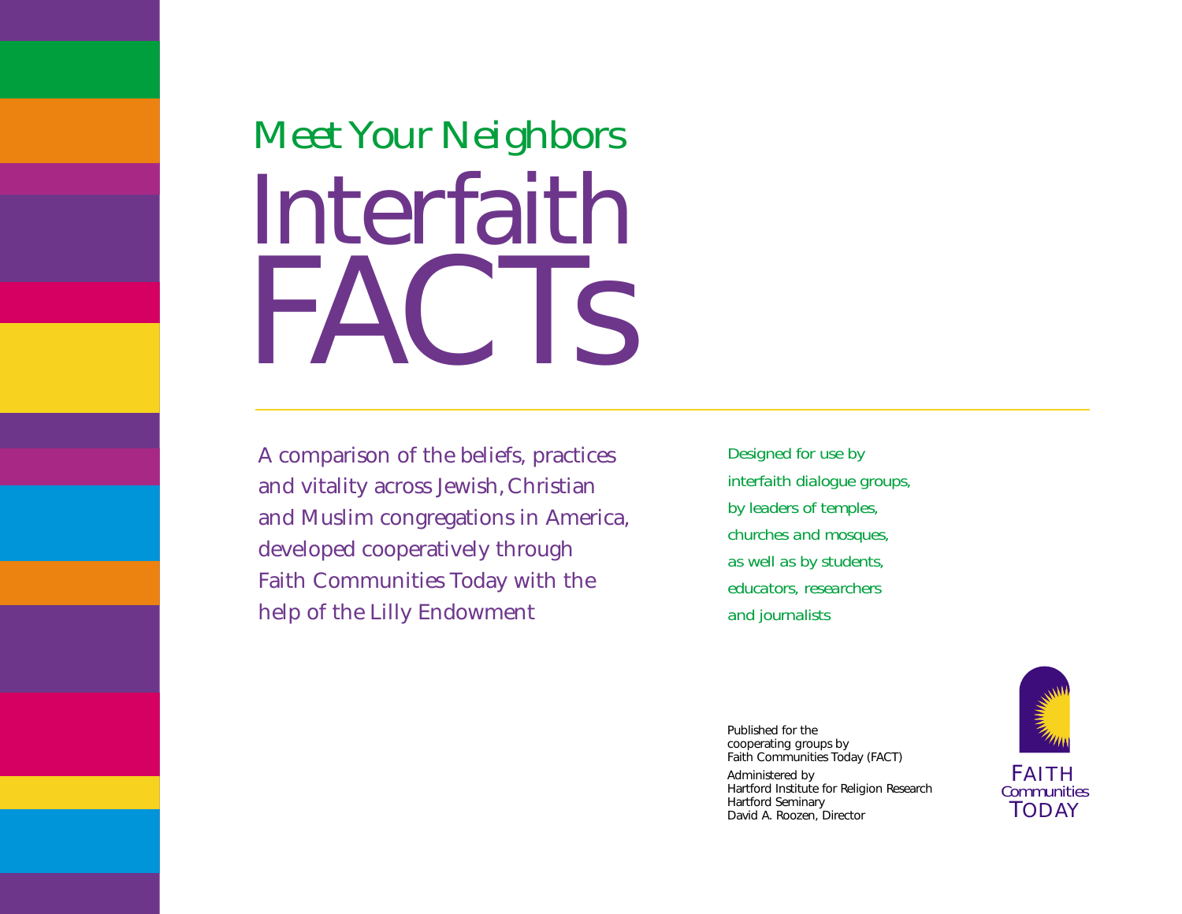## Meet Your Neighbors

# Interfaith FACTs

A comparison of the beliefs, practices and vitality across Jewish, Christian and Muslim congregations in America, developed cooperatively through Faith Communities Today with the help of the Lilly Endowment

Designed for use by interfaith dialogue groups, by leaders of temples, churches and mosques, as well as by students, educators, researchers and journalists

Published for the cooperating groups by Faith Communities Today (FACT)

Administered by
Hartford Institute for Religion Research
Hartford Seminary
David A. Roozen, Director

FAITH Communities TODAY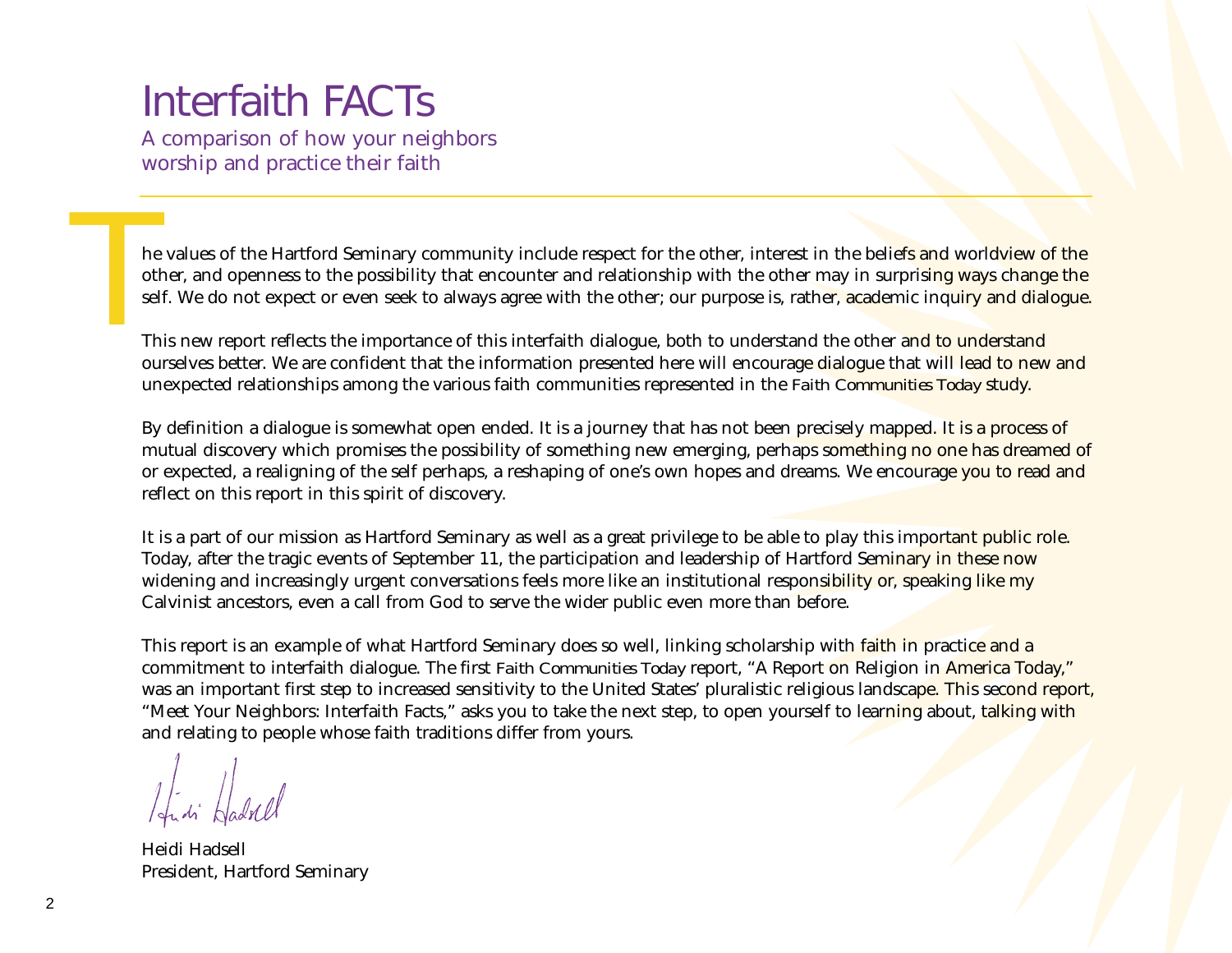# Interfaith FACTs

A comparison of how your neighbors worship and practice their faith

The values of the Hartford Seminary community include respect for the other, interest in the beliefs and worldview of the other, and openness to the possibility that encounter and relationship with the other may in surprising ways change the self. We do not expect or even seek to always agree with the other; our purpose is, rather, academic inquiry and dialogue.

This new report reflects the importance of this interfaith dialogue, both to understand the other and to understand ourselves better. We are confident that the information presented here will encourage dialogue that will lead to new and unexpected relationships among the various faith communities represented in the *Faith Communities Today* study.

By definition a dialogue is somewhat open ended. It is a journey that has not been precisely mapped. It is a process of mutual discovery which promises the possibility of something new emerging, perhaps something no one has dreamed of or expected, a realigning of the self perhaps, a reshaping of one's own hopes and dreams. We encourage you to read and reflect on this report in this spirit of discovery.

It is a part of our mission as Hartford Seminary as well as a great privilege to be able to play this important public role. Today, after the tragic events of September 11, the participation and leadership of Hartford Seminary in these now widening and increasingly urgent conversations feels more like an institutional responsibility or, speaking like my Calvinist ancestors, even a call from God to serve the wider public even more than before.

This report is an example of what Hartford Seminary does so well, linking scholarship with faith in practice and a commitment to interfaith dialogue. The first *Faith Communities Today* report, "A Report on Religion in America Today," was an important first step to increased sensitivity to the United States' pluralistic religious landscape. This second report, "Meet Your Neighbors: Interfaith Facts," asks you to take the next step, to open yourself to learning about, talking with and relating to people whose faith traditions differ from yours.

Heidi Hadsell
President, Hartford Seminary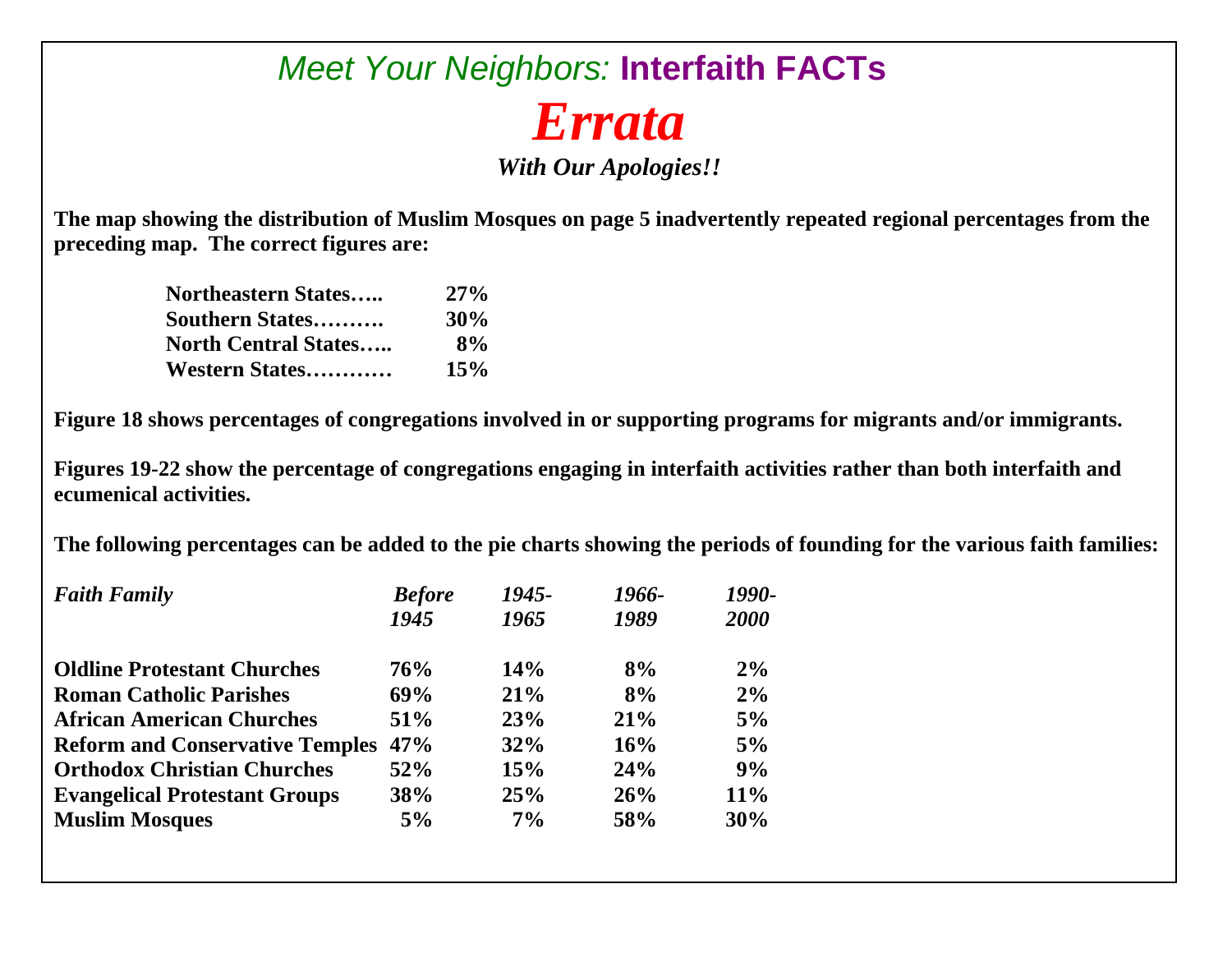# *Meet Your Neighbors:* **Interfaith FACTs**

# ***Errata***

***With Our Apologies!!***

**The map showing the distribution of Muslim Mosques on page 5 inadvertently repeated regional percentages from the preceding map. The correct figures are:**

| | |
|---|---|
| **Northeastern States…..** | **27%** |
| **Southern States……….** | **30%** |
| **North Central States…..** | **8%** |
| **Western States…………** | **15%** |

**Figure 18 shows percentages of congregations involved in or supporting programs for migrants and/or immigrants.**

**Figures 19-22 show the percentage of congregations engaging in interfaith activities rather than both interfaith and ecumenical activities.**

**The following percentages can be added to the pie charts showing the periods of founding for the various faith families:**

| *Faith Family* | *Before 1945* | *1945-1965* | *1966-1989* | *1990-2000* |
|---|---|---|---|---|
| **Oldline Protestant Churches** | **76%** | **14%** | **8%** | **2%** |
| **Roman Catholic Parishes** | **69%** | **21%** | **8%** | **2%** |
| **African American Churches** | **51%** | **23%** | **21%** | **5%** |
| **Reform and Conservative Temples** | **47%** | **32%** | **16%** | **5%** |
| **Orthodox Christian Churches** | **52%** | **15%** | **24%** | **9%** |
| **Evangelical Protestant Groups** | **38%** | **25%** | **26%** | **11%** |
| **Muslim Mosques** | **5%** | **7%** | **58%** | **30%** |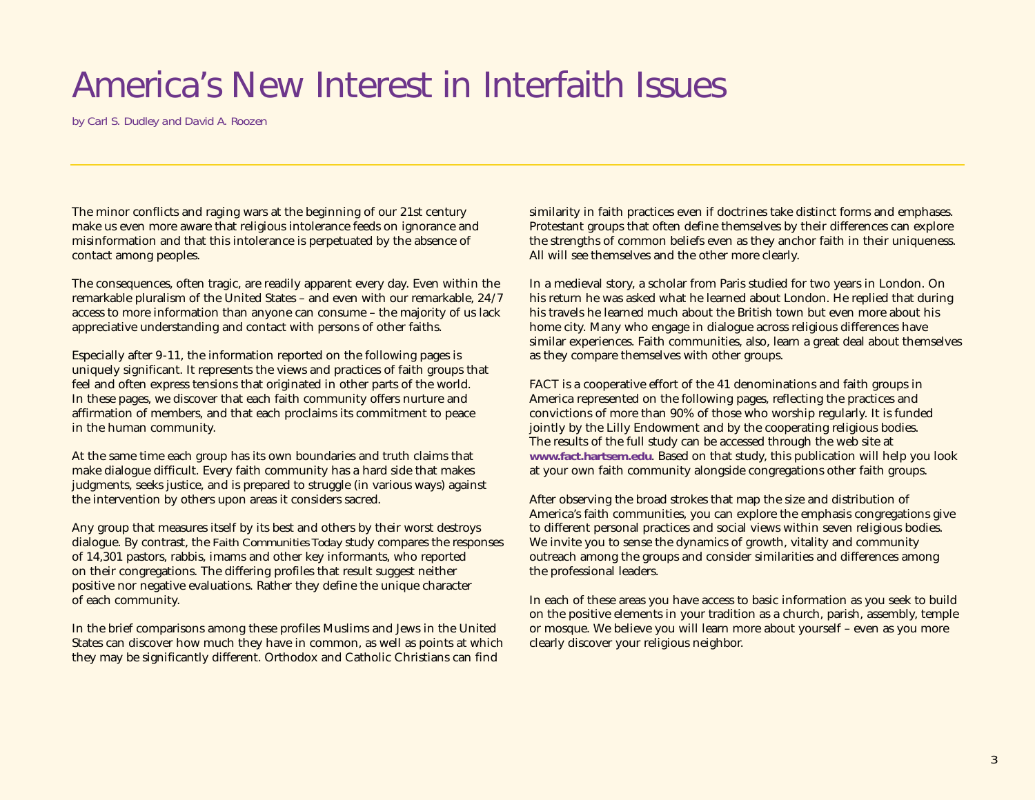# America's New Interest in Interfaith Issues

by Carl S. Dudley and David A. Roozen

The minor conflicts and raging wars at the beginning of our 21st century make us even more aware that religious intolerance feeds on ignorance and misinformation and that this intolerance is perpetuated by the absence of contact among peoples.

The consequences, often tragic, are readily apparent every day. Even within the remarkable pluralism of the United States – and even with our remarkable, 24/7 access to more information than anyone can consume – the majority of us lack appreciative understanding and contact with persons of other faiths.

Especially after 9-11, the information reported on the following pages is uniquely significant. It represents the views and practices of faith groups that feel and often express tensions that originated in other parts of the world. In these pages, we discover that each faith community offers nurture and affirmation of members, and that each proclaims its commitment to peace in the human community.

At the same time each group has its own boundaries and truth claims that make dialogue difficult. Every faith community has a hard side that makes judgments, seeks justice, and is prepared to struggle (in various ways) against the intervention by others upon areas it considers sacred.

Any group that measures itself by its best and others by their worst destroys dialogue. By contrast, the *Faith Communities Today* study compares the responses of 14,301 pastors, rabbis, imams and other key informants, who reported on their congregations. The differing profiles that result suggest neither positive nor negative evaluations. Rather they define the unique character of each community.

In the brief comparisons among these profiles Muslims and Jews in the United States can discover how much they have in common, as well as points at which they may be significantly different. Orthodox and Catholic Christians can find similarity in faith practices even if doctrines take distinct forms and emphases. Protestant groups that often define themselves by their differences can explore the strengths of common beliefs even as they anchor faith in their uniqueness. All will see themselves and the other more clearly.

In a medieval story, a scholar from Paris studied for two years in London. On his return he was asked what he learned about London. He replied that during his travels he learned much about the British town but even more about his home city. Many who engage in dialogue across religious differences have similar experiences. Faith communities, also, learn a great deal about themselves as they compare themselves with other groups.

FACT is a cooperative effort of the 41 denominations and faith groups in America represented on the following pages, reflecting the practices and convictions of more than 90% of those who worship regularly. It is funded jointly by the Lilly Endowment and by the cooperating religious bodies. The results of the full study can be accessed through the web site at **www.fact.hartsem.edu**. Based on that study, this publication will help you look at your own faith community alongside congregations other faith groups.

After observing the broad strokes that map the size and distribution of America's faith communities, you can explore the emphasis congregations give to different personal practices and social views within seven religious bodies. We invite you to sense the dynamics of growth, vitality and community outreach among the groups and consider similarities and differences among the professional leaders.

In each of these areas you have access to basic information as you seek to build on the positive elements in your tradition as a church, parish, assembly, temple or mosque. We believe you will learn more about yourself – even as you more clearly discover your religious neighbor.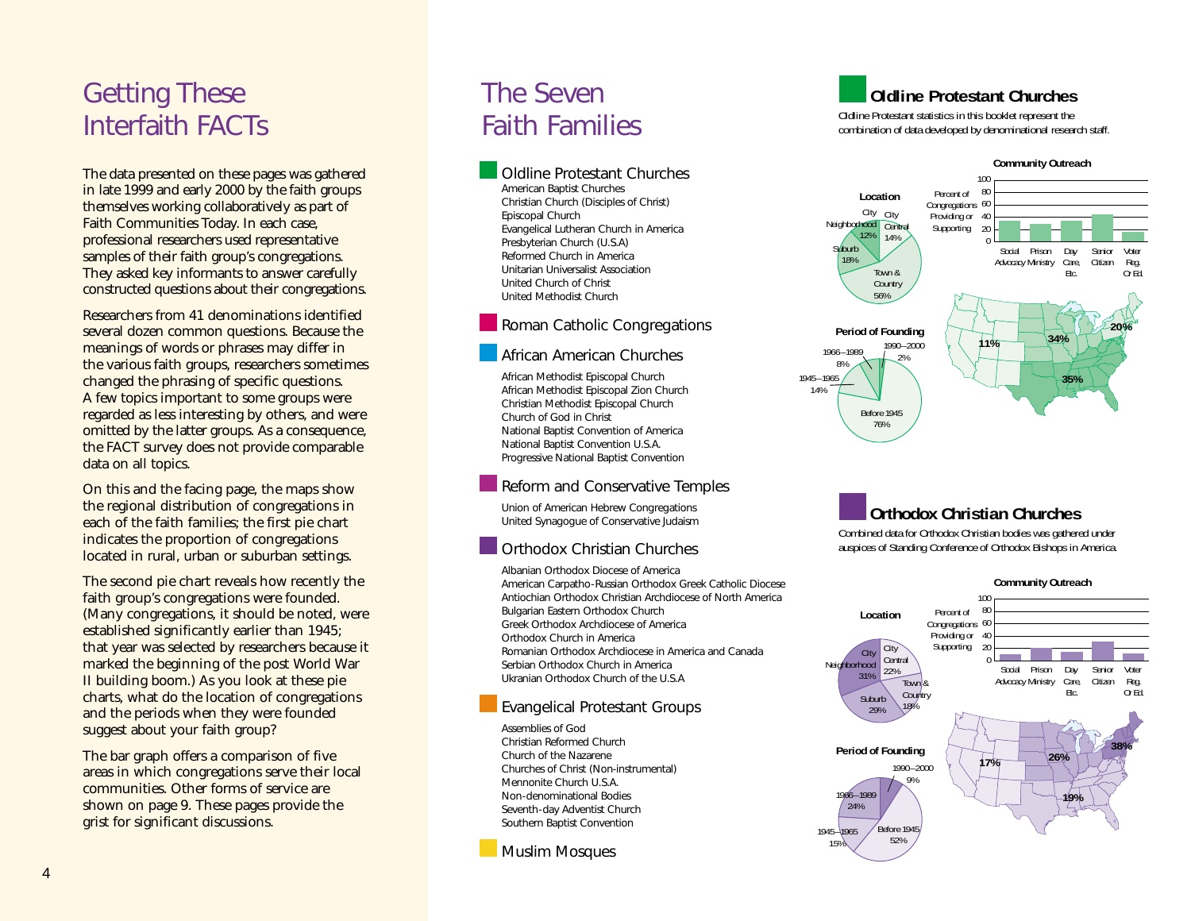# Getting These Interfaith FACTs

The data presented on these pages was gathered in late 1999 and early 2000 by the faith groups themselves working collaboratively as part of Faith Communities Today. In each case, professional researchers used representative samples of their faith group's congregations. They asked key informants to answer carefully constructed questions about their congregations.

Researchers from 41 denominations identified several dozen common questions. Because the meanings of words or phrases may differ in the various faith groups, researchers sometimes changed the phrasing of specific questions. A few topics important to some groups were regarded as less interesting by others, and were omitted by the latter groups. As a consequence, the FACT survey does not provide comparable data on all topics.

On this and the facing page, the maps show the regional distribution of congregations in each of the faith families; the first pie chart indicates the proportion of congregations located in rural, urban or suburban settings.

The second pie chart reveals how recently the faith group's congregations were founded. (Many congregations, it should be noted, were established significantly earlier than 1945; that year was selected by researchers because it marked the beginning of the post World War II building boom.) As you look at these pie charts, what do the location of congregations and the periods when they were founded suggest about your faith group?

The bar graph offers a comparison of five areas in which congregations serve their local communities. Other forms of service are shown on page 9. These pages provide the grist for significant discussions.

# The Seven Faith Families

## Oldline Protestant Churches

- American Baptist Churches
- Christian Church (Disciples of Christ)
- Episcopal Church
- Evangelical Lutheran Church in America
- Presbyterian Church (U.S.A)
- Reformed Church in America
- Unitarian Universalist Association
- United Church of Christ
- United Methodist Church

## Roman Catholic Congregations

## African American Churches

- African Methodist Episcopal Church
- African Methodist Episcopal Zion Church
- Christian Methodist Episcopal Church
- Church of God in Christ
- National Baptist Convention of America
- National Baptist Convention U.S.A.
- Progressive National Baptist Convention

## Reform and Conservative Temples

- Union of American Hebrew Congregations
- United Synagogue of Conservative Judaism

## Orthodox Christian Churches

- Albanian Orthodox Diocese of America
- American Carpatho-Russian Orthodox Greek Catholic Diocese
- Antiochian Orthodox Christian Archdiocese of North America
- Bulgarian Eastern Orthodox Church
- Greek Orthodox Archdiocese of America
- Orthodox Church in America
- Romanian Orthodox Archdiocese in America and Canada
- Serbian Orthodox Church in America
- Ukranian Orthodox Church of the U.S.A

## Evangelical Protestant Groups

- Assemblies of God
- Christian Reformed Church
- Church of the Nazarene
- Churches of Christ (Non-instrumental)
- Mennonite Church U.S.A.
- Non-denominational Bodies
- Seventh-day Adventist Church
- Southern Baptist Convention

## Muslim Mosques

# Oldline Protestant Churches

*Oldline Protestant statistics in this booklet represent the combination of data developed by denominational research staff.*

**Location**

| Location | Percent |
|---|---|
| City Neighborhood | 12% |
| City Central | 14% |
| Suburb | 18% |
| Town & Country | 56% |

**Period of Founding**

| Period | Percent |
|---|---|
| Before 1945 | 76% |
| 1945–1965 | 14% |
| 1966–1989 | 8% |
| 1990–2000 | 2% |

**Community Outreach** (Percent of Congregations Providing or Supporting): Social Advocacy; Prison Ministry; Day Care, Etc.; Senior Citizen; Voter Reg. Or Ed.

Regional distribution (map): 11%, 34%, 20%, 35%

# Orthodox Christian Churches

*Combined data for Orthodox Christian bodies was gathered under auspices of Standing Conference of Orthodox Bishops in America.*

**Location**

| Location | Percent |
|---|---|
| City Neighborhood | 31% |
| City Central | 22% |
| Suburb | 29% |
| Town & Country | 18% |

**Period of Founding**

| Period | Percent |
|---|---|
| Before 1945 | 52% |
| 1945–1965 | 15% |
| 1966–1989 | 24% |
| 1990–2000 | 9% |

**Community Outreach** (Percent of Congregations Providing or Supporting): Social Advocacy; Prison Ministry; Day Care, Etc.; Senior Citizen; Voter Reg. Or Ed.

Regional distribution (map): 17%, 26%, 38%, 19%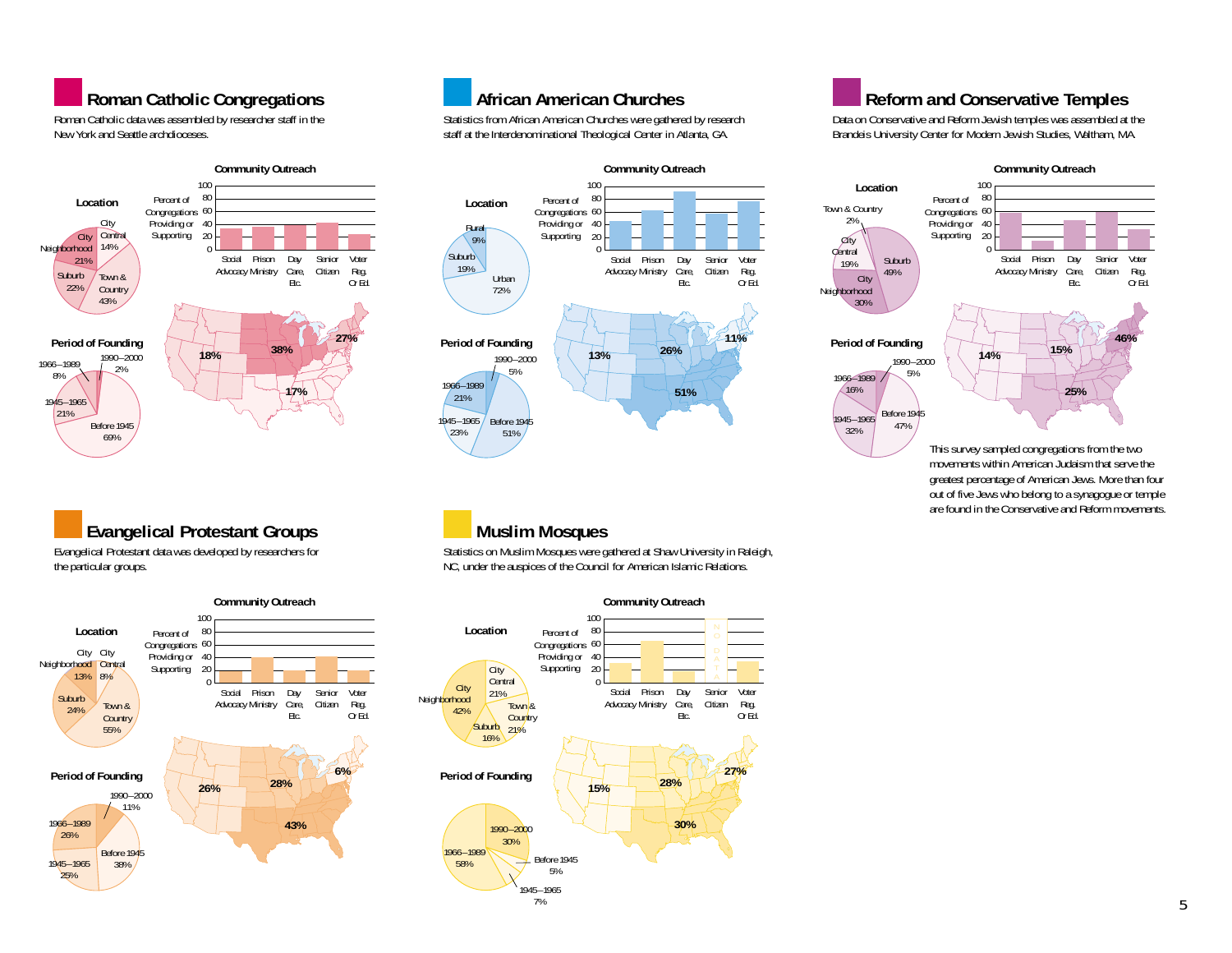## Roman Catholic Congregations

Roman Catholic data was assembled by researcher staff in the New York and Seattle archdioceses.

**Location**

| Location | Percent |
|---|---|
| City Central | 14% |
| Town & Country | 43% |
| Suburb | 22% |
| City Neighborhood | 21% |

**Period of Founding**

| Period | Percent |
|---|---|
| 1990–2000 | 2% |
| Before 1945 | 69% |
| 1945–1965 | 21% |
| 1966–1989 | 8% |

**Community Outreach**

Percent of Congregations Providing or Supporting (scale 0–100): Social Advocacy, Prison Ministry, Day Care, Etc., Senior Citizen, Voter Reg. Or Ed.

Regional map: 18%, 38%, 27%, 17%

## African American Churches

Statistics from African American Churches were gathered by research staff at the Interdenominational Theological Center in Atlanta, GA.

**Location**

| Location | Percent |
|---|---|
| Rural | 9% |
| Urban | 72% |
| Suburb | 19% |

**Period of Founding**

| Period | Percent |
|---|---|
| 1990–2000 | 5% |
| Before 1945 | 51% |
| 1945–1965 | 23% |
| 1966–1989 | 21% |

**Community Outreach**

Percent of Congregations Providing or Supporting (scale 0–100): Social Advocacy, Prison Ministry, Day Care, Etc., Senior Citizen, Voter Reg. Or Ed.

Regional map: 13%, 26%, 11%, 51%

## Reform and Conservative Temples

Data on Conservative and Reform Jewish temples was assembled at the Brandeis University Center for Modern Jewish Studies, Waltham, MA.

**Location**

| Location | Percent |
|---|---|
| Town & Country | 2% |
| Suburb | 49% |
| City Neighborhood | 30% |
| City Central | 19% |

**Period of Founding**

| Period | Percent |
|---|---|
| 1990–2000 | 5% |
| Before 1945 | 47% |
| 1945–1965 | 32% |
| 1966–1989 | 16% |

**Community Outreach**

Percent of Congregations Providing or Supporting (scale 0–100): Social Advocacy, Prison Ministry, Day Care, Etc., Senior Citizen, Voter Reg. Or Ed.

Regional map: 14%, 15%, 46%, 25%

This survey sampled congregations from the two movements within American Judaism that serve the greatest percentage of American Jews. More than four out of five Jews who belong to a synagogue or temple are found in the Conservative and Reform movements.

## Evangelical Protestant Groups

Evangelical Protestant data was developed by researchers for the particular groups.

**Location**

| Location | Percent |
|---|---|
| City Central | 8% |
| Town & Country | 55% |
| Suburb | 24% |
| City Neighborhood | 13% |

**Period of Founding**

| Period | Percent |
|---|---|
| 1990–2000 | 11% |
| Before 1945 | 38% |
| 1945–1965 | 25% |
| 1966–1989 | 26% |

**Community Outreach**

Percent of Congregations Providing or Supporting (scale 0–100): Social Advocacy, Prison Ministry, Day Care, Etc., Senior Citizen, Voter Reg. Or Ed.

Regional map: 26%, 28%, 6%, 43%

## Muslim Mosques

Statistics on Muslim Mosques were gathered at Shaw University in Raleigh, NC, under the auspices of the Council for American Islamic Relations.

**Location**

| Location | Percent |
|---|---|
| City Central | 21% |
| Town & Country | 21% |
| Suburb | 16% |
| City Neighborhood | 42% |

**Period of Founding**

| Period | Percent |
|---|---|
| 1990–2000 | 30% |
| Before 1945 | 5% |
| 1945–1965 | 7% |
| 1966–1989 | 58% |

**Community Outreach**

Percent of Congregations Providing or Supporting (scale 0–100): Social Advocacy, Prison Ministry, Day Care, Etc., Senior Citizen (NO DATA), Voter Reg. Or Ed.

Regional map: 15%, 28%, 27%, 30%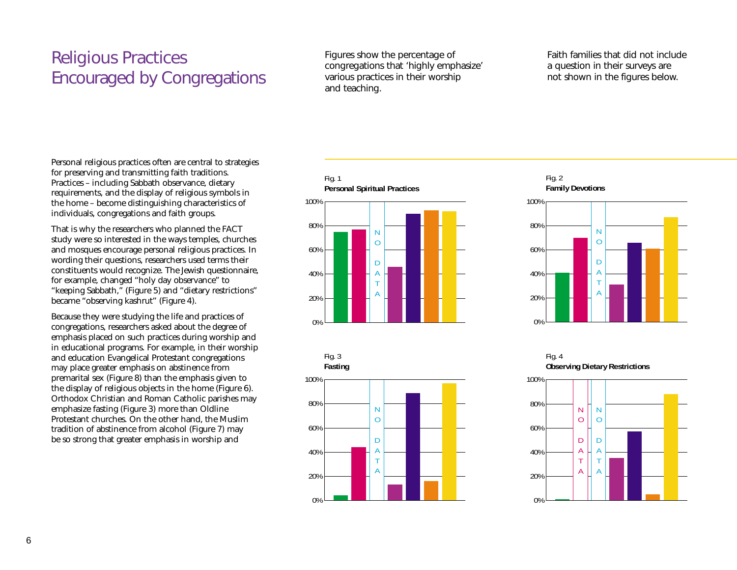# Religious Practices Encouraged by Congregations

Figures show the percentage of congregations that 'highly emphasize' various practices in their worship and teaching.

Faith families that did not include a question in their surveys are not shown in the figures below.

Personal religious practices often are central to strategies for preserving and transmitting faith traditions. Practices – including Sabbath observance, dietary requirements, and the display of religious symbols in the home – become distinguishing characteristics of individuals, congregations and faith groups.

That is why the researchers who planned the FACT study were so interested in the ways temples, churches and mosques encourage personal religious practices. In wording their questions, researchers used terms their constituents would recognize. The Jewish questionnaire, for example, changed "holy day observance" to "keeping Sabbath," (Figure 5) and "dietary restrictions" became "observing kashrut" (Figure 4).

Because they were studying the life and practices of congregations, researchers asked about the degree of emphasis placed on such practices during worship and in educational programs. For example, in their worship and education Evangelical Protestant congregations may place greater emphasis on abstinence from premarital sex (Figure 8) than the emphasis given to the display of religious objects in the home (Figure 6). Orthodox Christian and Roman Catholic parishes may emphasize fasting (Figure 3) more than Oldline Protestant churches. On the other hand, the Muslim tradition of abstinence from alcohol (Figure 7) may be so strong that greater emphasis in worship and

Fig. 1
**Personal Spiritual Practices**

Fig. 2
**Family Devotions**

Fig. 3
**Fasting**

Fig. 4
**Observing Dietary Restrictions**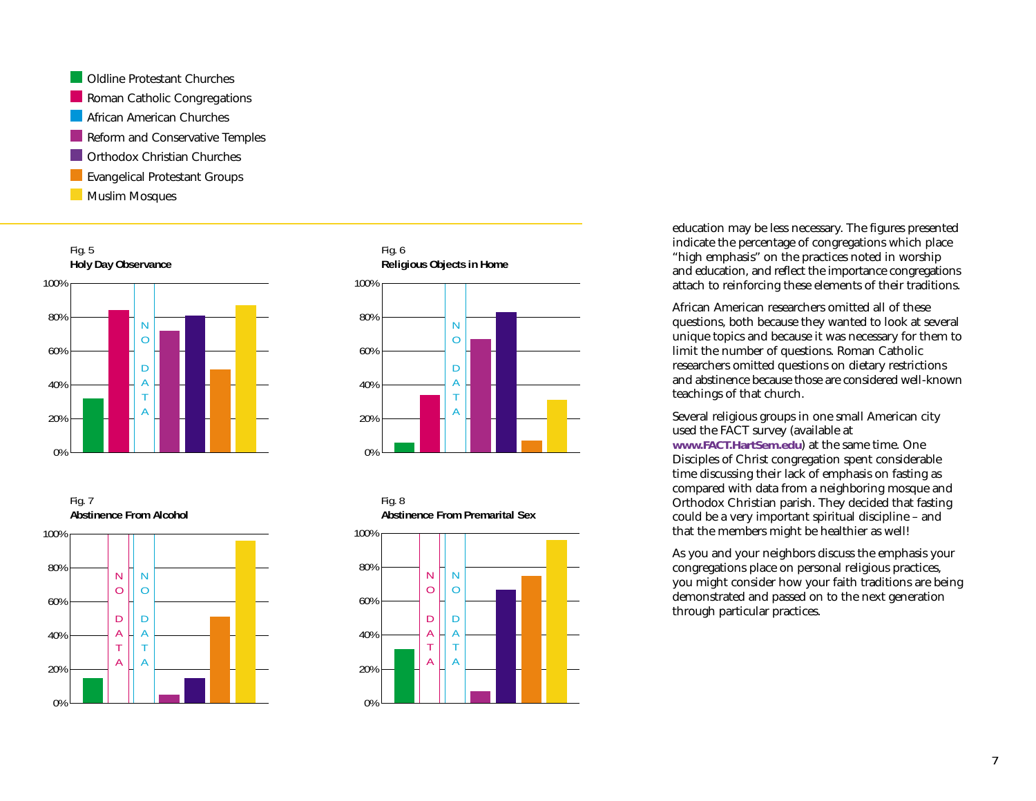- Oldline Protestant Churches
- Roman Catholic Congregations
- African American Churches
- Reform and Conservative Temples
- Orthodox Christian Churches
- Evangelical Protestant Groups
- Muslim Mosques

Fig. 5
**Holy Day Observance**

Fig. 6
**Religious Objects in Home**

Fig. 7
**Abstinence From Alcohol**

Fig. 8
**Abstinence From Premarital Sex**

education may be less necessary. The figures presented indicate the percentage of congregations which place "high emphasis" on the practices noted in worship and education, and reflect the importance congregations attach to reinforcing these elements of their traditions.

African American researchers omitted all of these questions, both because they wanted to look at several unique topics and because it was necessary for them to limit the number of questions. Roman Catholic researchers omitted questions on dietary restrictions and abstinence because those are considered well-known teachings of that church.

Several religious groups in one small American city used the FACT survey (available at **www.FACT.HartSem.edu**) at the same time. One Disciples of Christ congregation spent considerable time discussing their lack of emphasis on fasting as compared with data from a neighboring mosque and Orthodox Christian parish. They decided that fasting could be a very important spiritual discipline – and that the members might be healthier as well!

As you and your neighbors discuss the emphasis your congregations place on personal religious practices, you might consider how your faith traditions are being demonstrated and passed on to the next generation through particular practices.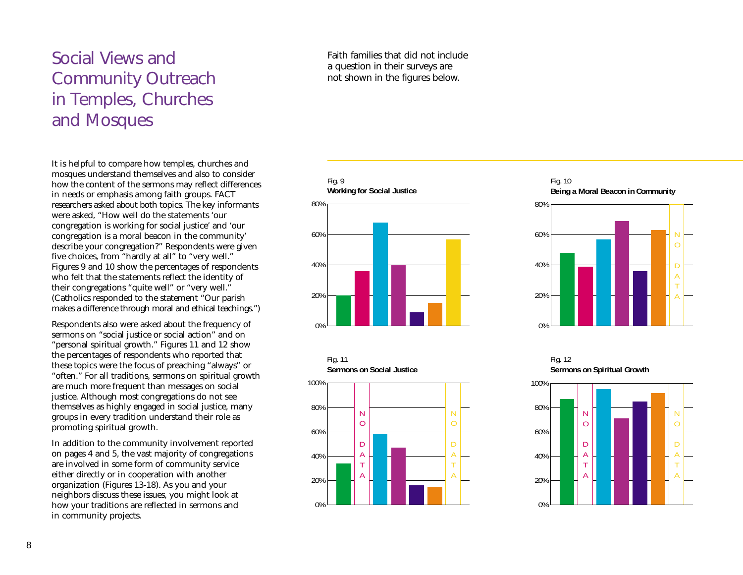# Social Views and Community Outreach in Temples, Churches and Mosques

It is helpful to compare how temples, churches and mosques understand themselves and also to consider how the content of the sermons may reflect differences in needs or emphasis among faith groups. FACT researchers asked about both topics. The key informants were asked, "How well do the statements 'our congregation is working for social justice' and 'our congregation is a moral beacon in the community' describe your congregation?" Respondents were given five choices, from "hardly at all" to "very well." Figures 9 and 10 show the percentages of respondents who felt that the statements reflect the identity of their congregations "quite well" or "very well." (Catholics responded to the statement "Our parish makes a difference through moral and ethical teachings.")

Respondents also were asked about the frequency of sermons on "social justice or social action" and on "personal spiritual growth." Figures 11 and 12 show the percentages of respondents who reported that these topics were the focus of preaching "always" or "often." For all traditions, sermons on spiritual growth are much more frequent than messages on social justice. Although most congregations do not see themselves as highly engaged in social justice, many groups in every tradition understand their role as promoting spiritual growth.

In addition to the community involvement reported on pages 4 and 5, the vast majority of congregations are involved in some form of community service either directly or in cooperation with another organization (Figures 13-18). As you and your neighbors discuss these issues, you might look at how your traditions are reflected in sermons and in community projects.

Faith families that did not include a question in their surveys are not shown in the figures below.

Fig. 9
**Working for Social Justice**

Fig. 10
**Being a Moral Beacon in Community**

NO DATA

Fig. 11
**Sermons on Social Justice**

NO DATA

NO DATA

Fig. 12
**Sermons on Spiritual Growth**

NO DATA

NO DATA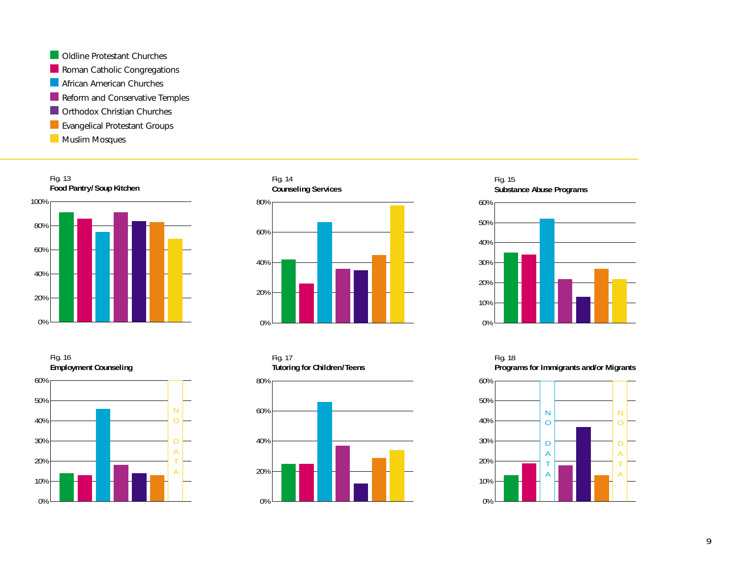- Oldline Protestant Churches
- Roman Catholic Congregations
- African American Churches
- Reform and Conservative Temples
- Orthodox Christian Churches
- Evangelical Protestant Groups
- Muslim Mosques

Fig. 13
**Food Pantry/Soup Kitchen**

Fig. 14
**Counseling Services**

Fig. 15
**Substance Abuse Programs**

Fig. 16
**Employment Counseling**

NO DATA

Fig. 17
**Tutoring for Children/Teens**

Fig. 18
**Programs for Immigrants and/or Migrants**

NO DATA

NO DATA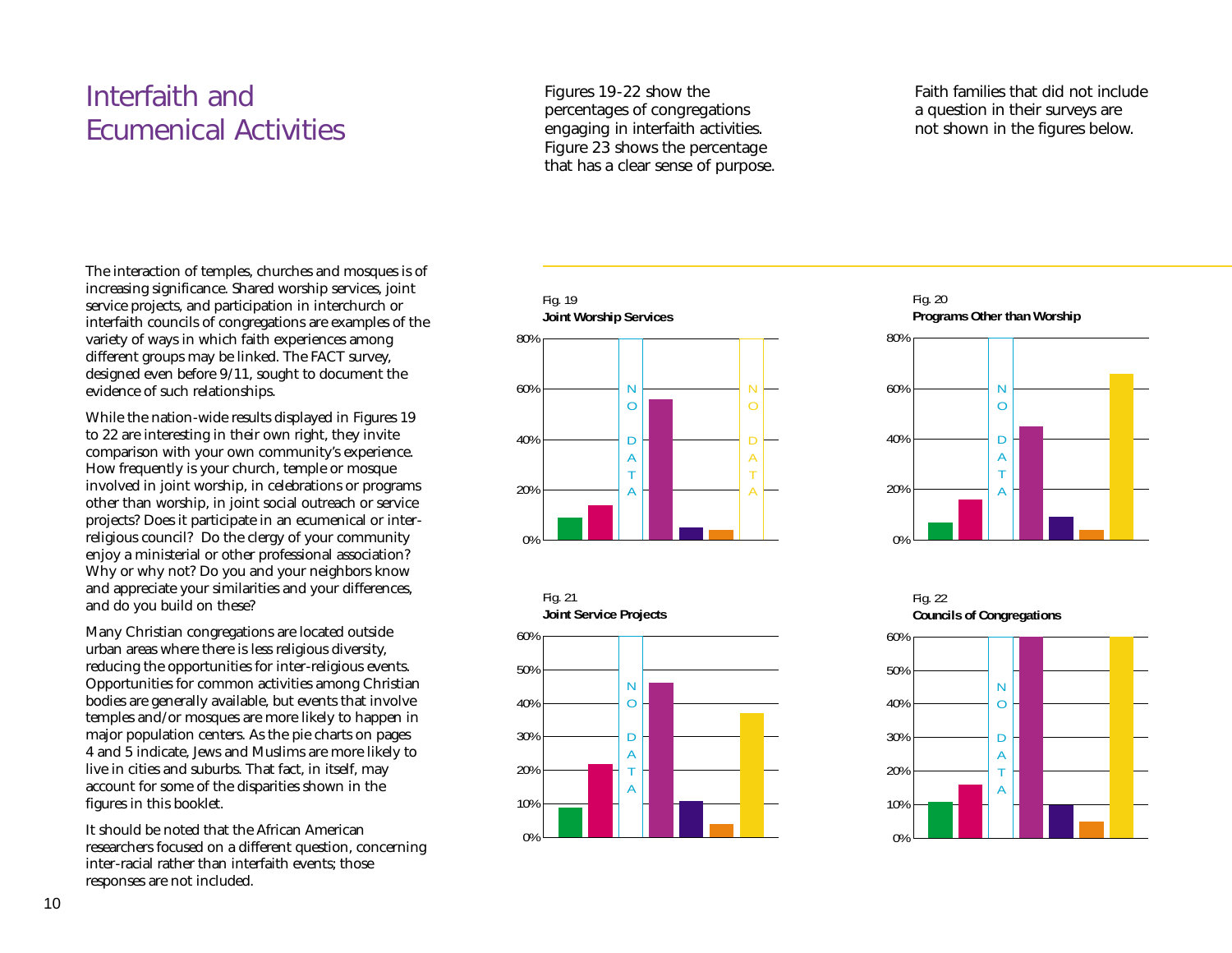# Interfaith and Ecumenical Activities

Figures 19-22 show the percentages of congregations engaging in interfaith activities. Figure 23 shows the percentage that has a clear sense of purpose.

Faith families that did not include a question in their surveys are not shown in the figures below.

The interaction of temples, churches and mosques is of increasing significance. Shared worship services, joint service projects, and participation in interchurch or interfaith councils of congregations are examples of the variety of ways in which faith experiences among different groups may be linked. The FACT survey, designed even before 9/11, sought to document the evidence of such relationships.

While the nation-wide results displayed in Figures 19 to 22 are interesting in their own right, they invite comparison with your own community's experience. How frequently is your church, temple or mosque involved in joint worship, in celebrations or programs other than worship, in joint social outreach or service projects? Does it participate in an ecumenical or inter-religious council? Do the clergy of your community enjoy a ministerial or other professional association? Why or why not? Do you and your neighbors know and appreciate your similarities and your differences, and do you build on these?

Many Christian congregations are located outside urban areas where there is less religious diversity, reducing the opportunities for inter-religious events. Opportunities for common activities among Christian bodies are generally available, but events that involve temples and/or mosques are more likely to happen in major population centers. As the pie charts on pages 4 and 5 indicate, Jews and Muslims are more likely to live in cities and suburbs. That fact, in itself, may account for some of the disparities shown in the figures in this booklet.

It should be noted that the African American researchers focused on a different question, concerning inter-racial rather than interfaith events; those responses are not included.

Fig. 19
**Joint Worship Services**

Fig. 20
**Programs Other than Worship**

Fig. 21
**Joint Service Projects**

Fig. 22
**Councils of Congregations**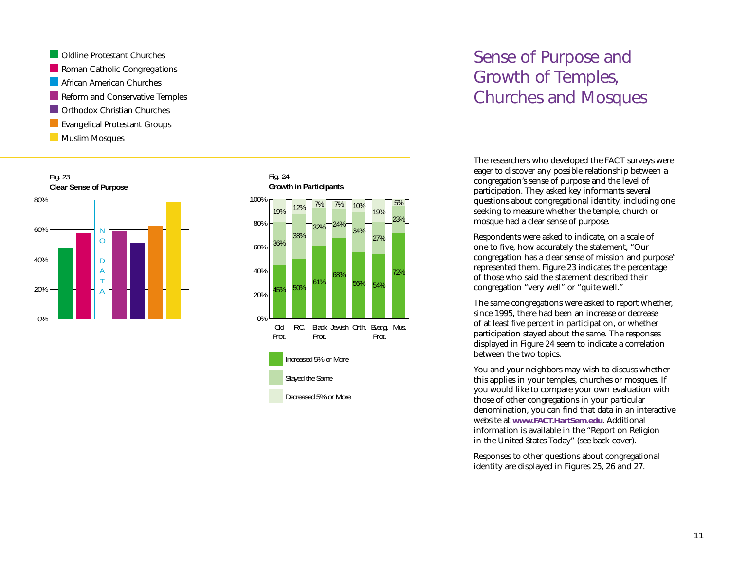# Sense of Purpose and Growth of Temples, Churches and Mosques

- Oldline Protestant Churches
- Roman Catholic Congregations
- African American Churches
- Reform and Conservative Temples
- Orthodox Christian Churches
- Evangelical Protestant Groups
- Muslim Mosques

Fig. 23
**Clear Sense of Purpose**

(African American Churches: NO DATA)

Fig. 24
**Growth in Participants**

| | Old Prot. | RC. | Black Prot. | Jewish | Orth. | Evang. Prot. | Mus. |
|---|---|---|---|---|---|---|---|
| Increased 5% or More | 45% | 50% | 61% | 68% | 56% | 54% | 72% |
| Stayed the Same | 36% | 38% | 32% | 24% | 34% | 27% | 23% |
| Decreased 5% or More | 19% | 12% | 7% | 7% | 10% | 19% | 5% |

The researchers who developed the FACT surveys were eager to discover any possible relationship between a congregation's sense of purpose and the level of participation. They asked key informants several questions about congregational identity, including one seeking to measure whether the temple, church or mosque had a clear sense of purpose.

Respondents were asked to indicate, on a scale of one to five, how accurately the statement, "Our congregation has a clear sense of mission and purpose" represented them. Figure 23 indicates the percentage of those who said the statement described their congregation "very well" or "quite well."

The same congregations were asked to report whether, since 1995, there had been an increase or decrease of at least five percent in participation, or whether participation stayed about the same. The responses displayed in Figure 24 seem to indicate a correlation between the two topics.

You and your neighbors may wish to discuss whether this applies in your temples, churches or mosques. If you would like to compare your own evaluation with those of other congregations in your particular denomination, you can find that data in an interactive website at **www.FACT.HartSem.edu**. Additional information is available in the "Report on Religion in the United States Today" (see back cover).

Responses to other questions about congregational identity are displayed in Figures 25, 26 and 27.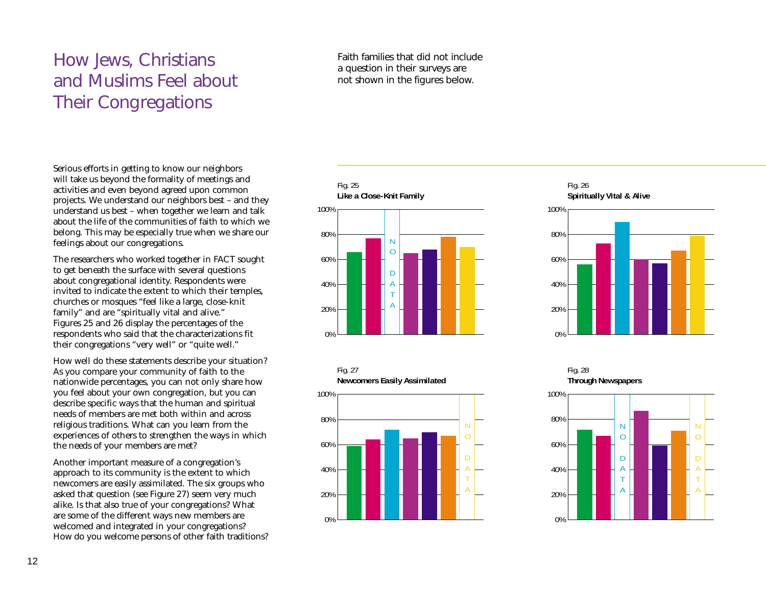# How Jews, Christians and Muslims Feel about Their Congregations

Faith families that did not include a question in their surveys are not shown in the figures below.

Serious efforts in getting to know our neighbors will take us beyond the formality of meetings and activities and even beyond agreed upon common projects. We understand our neighbors best – and they understand us best – when together we learn and talk about the life of the communities of faith to which we belong. This may be especially true when we share our feelings about our congregations.

The researchers who worked together in FACT sought to get beneath the surface with several questions about congregational identity. Respondents were invited to indicate the extent to which their temples, churches or mosques "feel like a large, close-knit family" and are "spiritually vital and alive." Figures 25 and 26 display the percentages of the respondents who said that the characterizations fit their congregations "very well" or "quite well."

How well do these statements describe your situation? As you compare your community of faith to the nationwide percentages, you can not only share how you feel about your own congregation, but you can describe specific ways that the human and spiritual needs of members are met both within and across religious traditions. What can you learn from the experiences of others to strengthen the ways in which the needs of your members are met?

Another important measure of a congregation's approach to its community is the extent to which newcomers are easily assimilated. The six groups who asked that question (see Figure 27) seem very much alike. Is that also true of your congregations? What are some of the different ways new members are welcomed and integrated in your congregations? How do you welcome persons of other faith traditions?

Fig. 25
**Like a Close-Knit Family**

Fig. 26
**Spiritually Vital & Alive**

Fig. 27
**Newcomers Easily Assimilated**

Fig. 28
**Through Newspapers**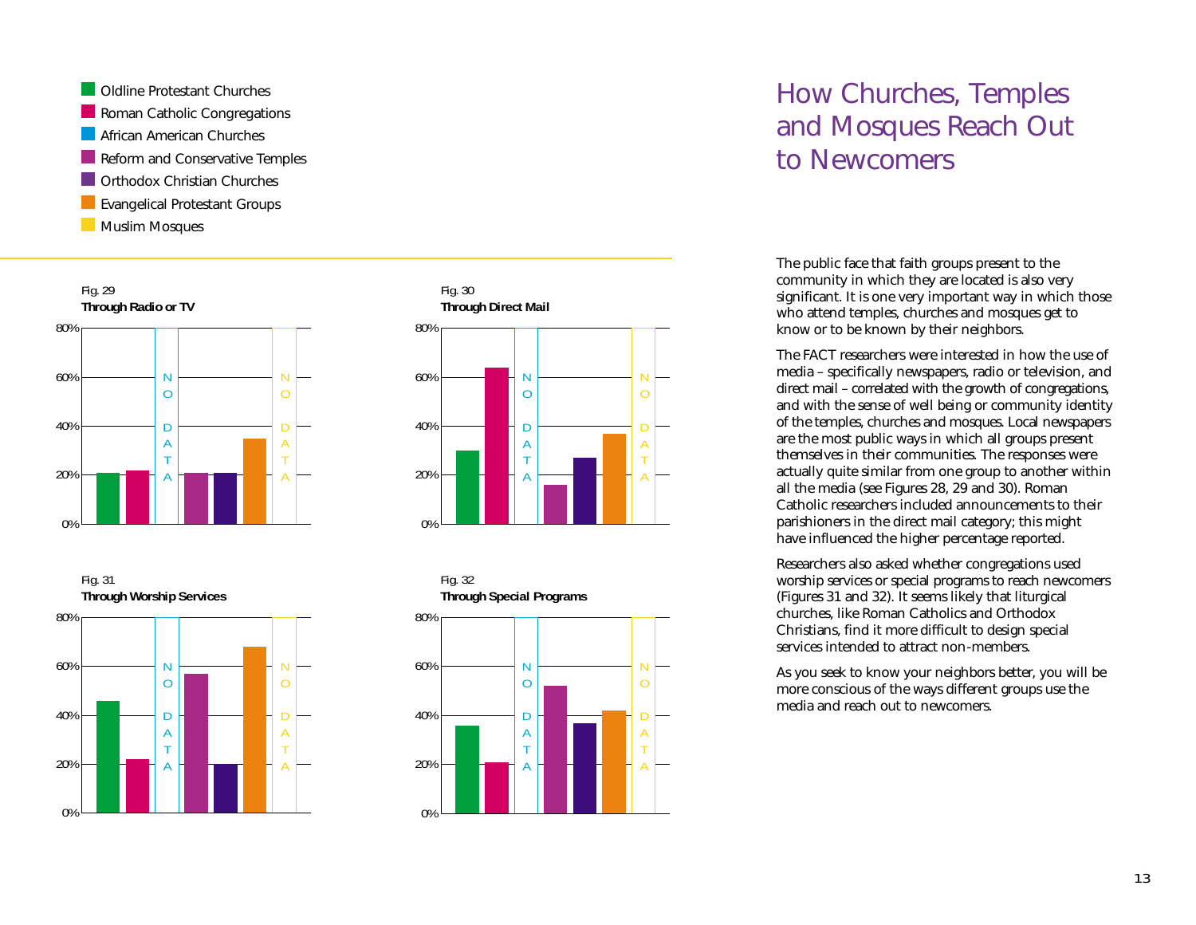# How Churches, Temples and Mosques Reach Out to Newcomers

- Oldline Protestant Churches
- Roman Catholic Congregations
- African American Churches
- Reform and Conservative Temples
- Orthodox Christian Churches
- Evangelical Protestant Groups
- Muslim Mosques

Fig. 29
**Through Radio or TV**

Fig. 30
**Through Direct Mail**

Fig. 31
**Through Worship Services**

Fig. 32
**Through Special Programs**

The public face that faith groups present to the community in which they are located is also very significant. It is one very important way in which those who attend temples, churches and mosques get to know or to be known by their neighbors.

The FACT researchers were interested in how the use of media – specifically newspapers, radio or television, and direct mail – correlated with the growth of congregations, and with the sense of well being or community identity of the temples, churches and mosques. Local newspapers are the most public ways in which all groups present themselves in their communities. The responses were actually quite similar from one group to another within all the media (see Figures 28, 29 and 30). Roman Catholic researchers included announcements to their parishioners in the direct mail category; this might have influenced the higher percentage reported.

Researchers also asked whether congregations used worship services or special programs to reach newcomers (Figures 31 and 32). It seems likely that liturgical churches, like Roman Catholics and Orthodox Christians, find it more difficult to design special services intended to attract non-members.

As you seek to know your neighbors better, you will be more conscious of the ways different groups use the media and reach out to newcomers.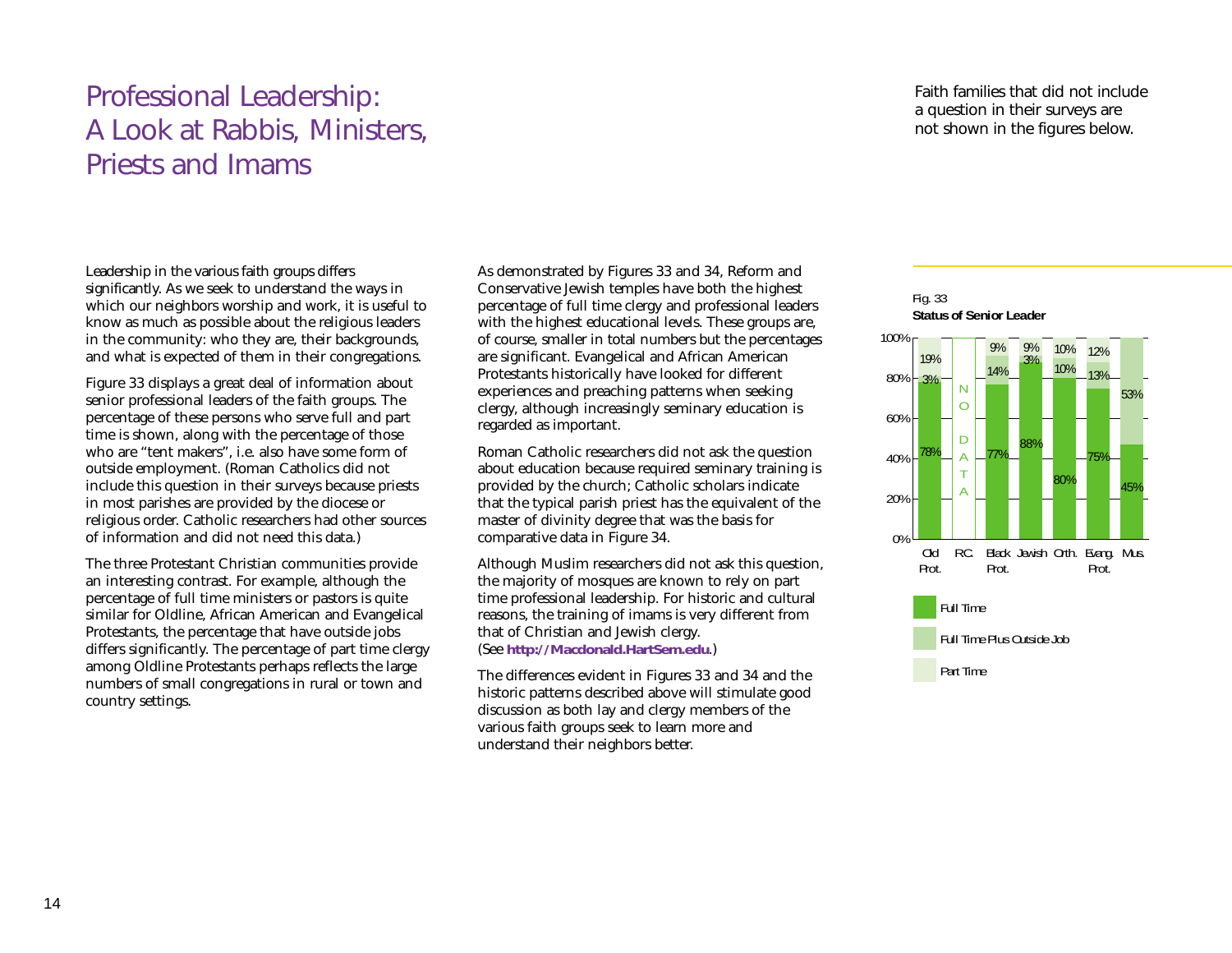# Professional Leadership: A Look at Rabbis, Ministers, Priests and Imams

Faith families that did not include a question in their surveys are not shown in the figures below.

Leadership in the various faith groups differs significantly. As we seek to understand the ways in which our neighbors worship and work, it is useful to know as much as possible about the religious leaders in the community: who they are, their backgrounds, and what is expected of them in their congregations.

Figure 33 displays a great deal of information about senior professional leaders of the faith groups. The percentage of these persons who serve full and part time is shown, along with the percentage of those who are "tent makers", i.e. also have some form of outside employment. (Roman Catholics did not include this question in their surveys because priests in most parishes are provided by the diocese or religious order. Catholic researchers had other sources of information and did not need this data.)

The three Protestant Christian communities provide an interesting contrast. For example, although the percentage of full time ministers or pastors is quite similar for Oldline, African American and Evangelical Protestants, the percentage that have outside jobs differs significantly. The percentage of part time clergy among Oldline Protestants perhaps reflects the large numbers of small congregations in rural or town and country settings.

As demonstrated by Figures 33 and 34, Reform and Conservative Jewish temples have both the highest percentage of full time clergy and professional leaders with the highest educational levels. These groups are, of course, smaller in total numbers but the percentages are significant. Evangelical and African American Protestants historically have looked for different experiences and preaching patterns when seeking clergy, although increasingly seminary education is regarded as important.

Roman Catholic researchers did not ask the question about education because required seminary training is provided by the church; Catholic scholars indicate that the typical parish priest has the equivalent of the master of divinity degree that was the basis for comparative data in Figure 34.

Although Muslim researchers did not ask this question, the majority of mosques are known to rely on part time professional leadership. For historic and cultural reasons, the training of imams is very different from that of Christian and Jewish clergy. (See **http://Macdonald.HartSem.edu**.)

The differences evident in Figures 33 and 34 and the historic patterns described above will stimulate good discussion as both lay and clergy members of the various faith groups seek to learn more and understand their neighbors better.

Fig. 33
**Status of Senior Leader**

| | Old Prot. | R.C. | Black Prot. | Jewish | Orth. | Evang. Prot. | Mus. |
|---|---|---|---|---|---|---|---|
| Full Time | 78% | NO DATA | 77% | 88% | 80% | 75% | 45% |
| Full Time Plus Outside Job | 3% | | 14% | 3% | 10% | 13% | 53% |
| Part Time | 19% | | 9% | 9% | 10% | 12% | |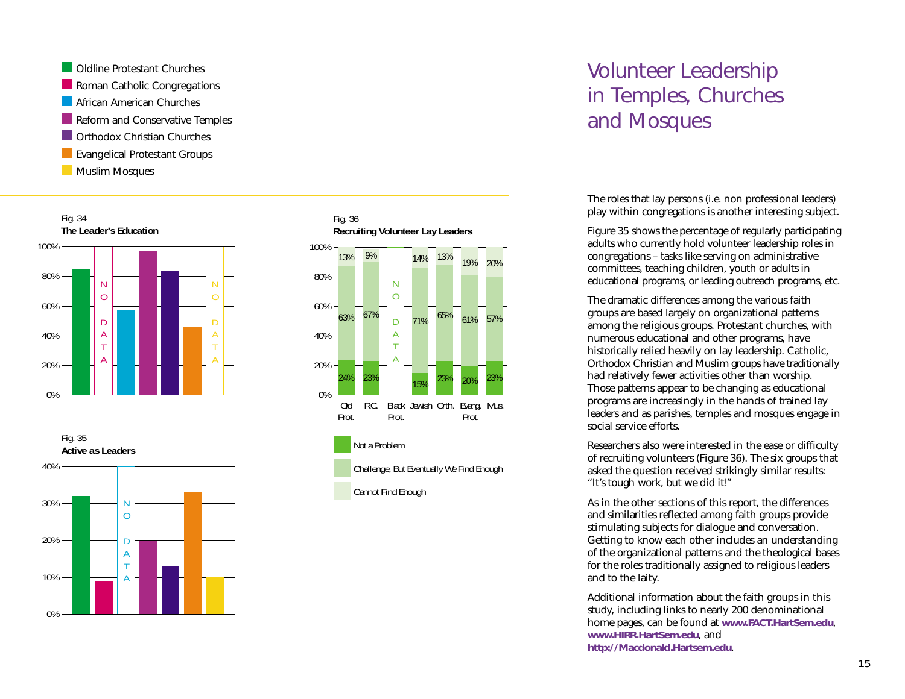- Oldline Protestant Churches
- Roman Catholic Congregations
- African American Churches
- Reform and Conservative Temples
- Orthodox Christian Churches
- Evangelical Protestant Groups
- Muslim Mosques

Fig. 34
**The Leader's Education**

Fig. 35
**Active as Leaders**

Fig. 36
**Recruiting Volunteer Lay Leaders**

| | Old Prot. | RC. | Black Prot. | Jewish | Orth. | Evang. Prot. | Mus. |
|---|---|---|---|---|---|---|---|
| Cannot Find Enough | 13% | 9% | NO DATA | 14% | 13% | 19% | 20% |
| Challenge, But Eventually We Find Enough | 63% | 67% | NO DATA | 71% | 65% | 61% | 57% |
| Not a Problem | 24% | 23% | NO DATA | 15% | 23% | 20% | 23% |

# Volunteer Leadership in Temples, Churches and Mosques

The roles that lay persons (i.e. non professional leaders) play within congregations is another interesting subject.

Figure 35 shows the percentage of regularly participating adults who currently hold volunteer leadership roles in congregations – tasks like serving on administrative committees, teaching children, youth or adults in educational programs, or leading outreach programs, etc.

The dramatic differences among the various faith groups are based largely on organizational patterns among the religious groups. Protestant churches, with numerous educational and other programs, have historically relied heavily on lay leadership. Catholic, Orthodox Christian and Muslim groups have traditionally had relatively fewer activities other than worship. Those patterns appear to be changing as educational programs are increasingly in the hands of trained lay leaders and as parishes, temples and mosques engage in social service efforts.

Researchers also were interested in the ease or difficulty of recruiting volunteers (Figure 36). The six groups that asked the question received strikingly similar results: "It's tough work, but we did it!"

As in the other sections of this report, the differences and similarities reflected among faith groups provide stimulating subjects for dialogue and conversation. Getting to know each other includes an understanding of the organizational patterns and the theological bases for the roles traditionally assigned to religious leaders and to the laity.

Additional information about the faith groups in this study, including links to nearly 200 denominational home pages, can be found at **www.FACT.HartSem.edu**, **www.HIRR.HartSem.edu**, and **http://Macdonald.Hartsem.edu**.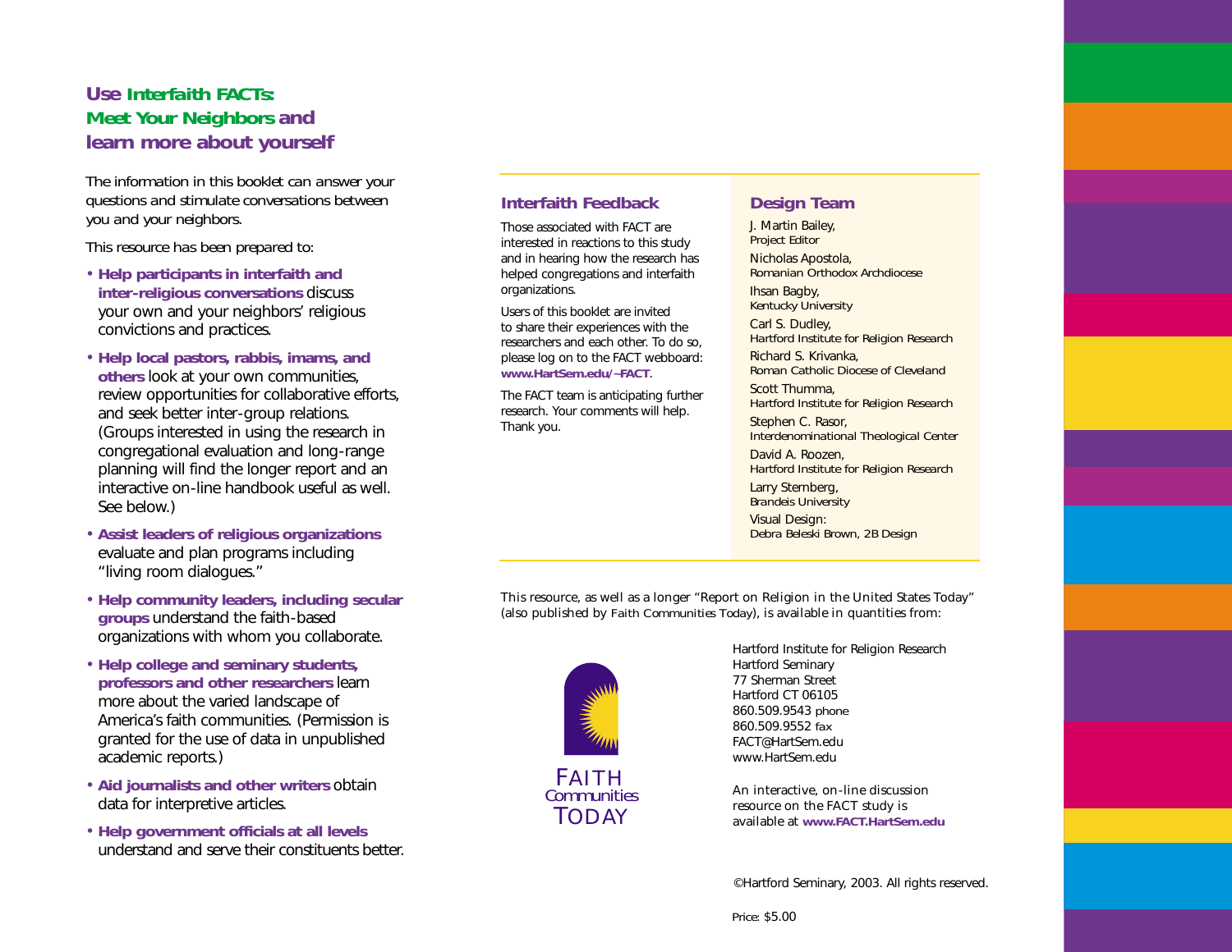## Use Interfaith FACTs: Meet Your Neighbors and learn more about yourself

The information in this booklet can answer your questions and stimulate conversations between you and your neighbors.

This resource has been prepared to:

- **Help participants in interfaith and inter-religious conversations** discuss your own and your neighbors' religious convictions and practices.
- **Help local pastors, rabbis, imams, and others** look at your own communities, review opportunities for collaborative efforts, and seek better inter-group relations. (Groups interested in using the research in congregational evaluation and long-range planning will find the longer report and an interactive on-line handbook useful as well. See below.)
- **Assist leaders of religious organizations** evaluate and plan programs including "living room dialogues."
- **Help community leaders, including secular groups** understand the faith-based organizations with whom you collaborate.
- **Help college and seminary students, professors and other researchers** learn more about the varied landscape of America's faith communities. (Permission is granted for the use of data in unpublished academic reports.)
- **Aid journalists and other writers** obtain data for interpretive articles.
- **Help government officials at all levels** understand and serve their constituents better.

### Interfaith Feedback

Those associated with FACT are interested in reactions to this study and in hearing how the research has helped congregations and interfaith organizations.

Users of this booklet are invited to share their experiences with the researchers and each other. To do so, please log on to the FACT webboard: **www.HartSem.edu/~FACT**.

The FACT team is anticipating further research. Your comments will help. Thank you.

### Design Team

J. Martin Bailey,
Project Editor

Nicholas Apostola,
Romanian Orthodox Archdiocese

Ihsan Bagby,
Kentucky University

Carl S. Dudley,
Hartford Institute for Religion Research

Richard S. Krivanka,
Roman Catholic Diocese of Cleveland

Scott Thumma,
Hartford Institute for Religion Research

Stephen C. Rasor,
Interdenominational Theological Center

David A. Roozen,
Hartford Institute for Religion Research

Larry Sternberg,
Brandeis University

Visual Design:
Debra Beleski Brown, 2B Design

This resource, as well as a longer "Report on Religion in the United States Today" (also published by *Faith Communities Today*), is available in quantities from:

FAITH Communities TODAY

Hartford Institute for Religion Research
Hartford Seminary
77 Sherman Street
Hartford CT 06105
860.509.9543 phone
860.509.9552 fax
FACT@HartSem.edu
www.HartSem.edu

An interactive, on-line discussion resource on the FACT study is available at **www.FACT.HartSem.edu**

©Hartford Seminary, 2003. All rights reserved.

Price: $5.00